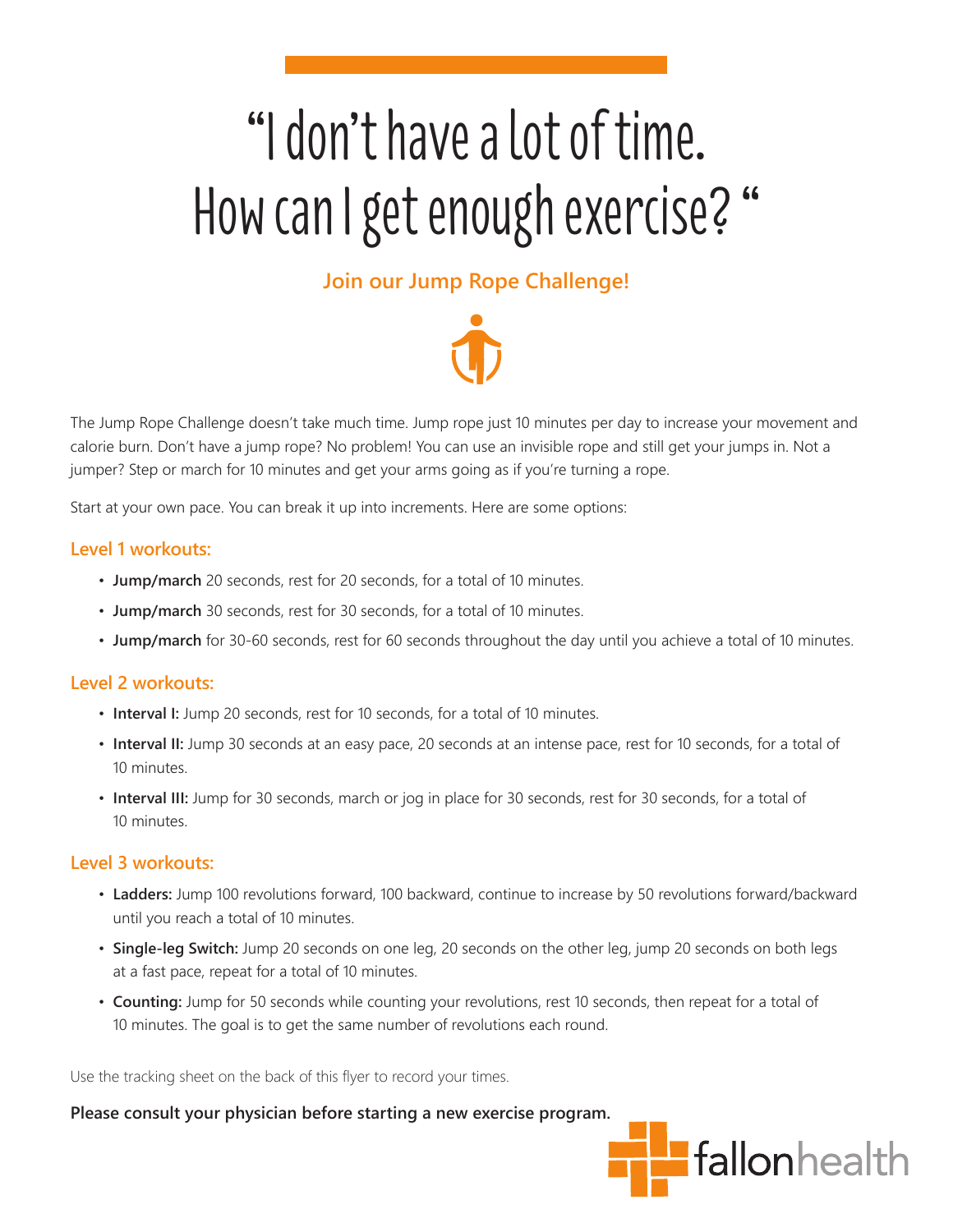# "I don't have a lot of time. How can I get enough exercise? "

## Join our Jump Rope Challenge!

The Jump Rope Challenge doesn't take much time. Jump rope just 10 minutes per day to increase your movement and calorie burn. Don't have a jump rope? No problem! You can use an invisible rope and still get your jumps in. Not a jumper? Step or march for 10 minutes and get your arms going as if you're turning a rope.

Start at your own pace. You can break it up into increments. Here are some options:

### Level 1 workouts:

- **Jump/march** 20 seconds, rest for 20 seconds, for a total of 10 minutes.
- **Jump/march** 30 seconds, rest for 30 seconds, for a total of 10 minutes.
- **Jump/march** for 30-60 seconds, rest for 60 seconds throughout the day until you achieve a total of 10 minutes.

### Level 2 workouts:

- **Interval I:** Jump 20 seconds, rest for 10 seconds, for a total of 10 minutes.
- **Interval II:** Jump 30 seconds at an easy pace, 20 seconds at an intense pace, rest for 10 seconds, for a total of 10 minutes.
- **Interval III:** Jump for 30 seconds, march or jog in place for 30 seconds, rest for 30 seconds, for a total of 10 minutes.

### Level 3 workouts:

- **Ladders:** Jump 100 revolutions forward, 100 backward, continue to increase by 50 revolutions forward/backward until you reach a total of 10 minutes.
- **Single-leg Switch:** Jump 20 seconds on one leg, 20 seconds on the other leg, jump 20 seconds on both legs at a fast pace, repeat for a total of 10 minutes.
- **Counting:** Jump for 50 seconds while counting your revolutions, rest 10 seconds, then repeat for a total of 10 minutes. The goal is to get the same number of revolutions each round.

Use the tracking sheet on the back of this flyer to record your times.

**Please consult your physician before starting a new exercise program.**

fallonhealth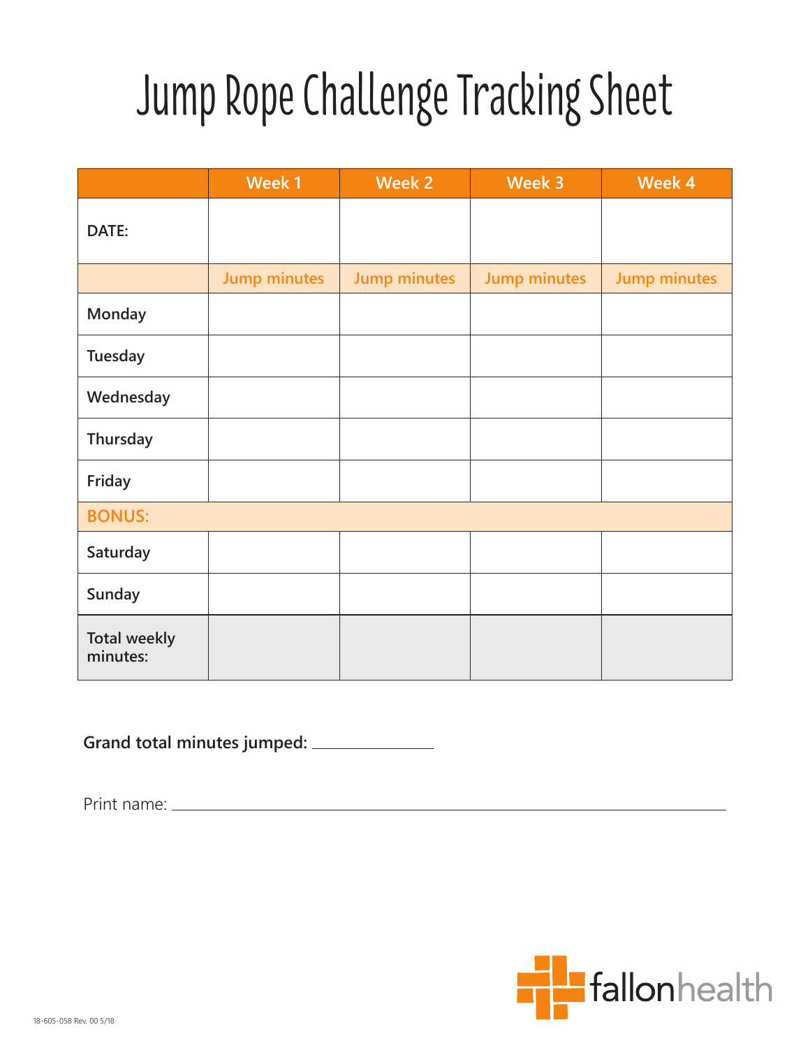# Jump Rope Challenge Tracking Sheet

| | Week 1 | Week 2 | Week 3 | Week 4 |
|---|---|---|---|---|
| **DATE:** | | | | |
| | Jump minutes | Jump minutes | Jump minutes | Jump minutes |
| **Monday** | | | | |
| **Tuesday** | | | | |
| **Wednesday** | | | | |
| **Thursday** | | | | |
| **Friday** | | | | |
| **BONUS:** | | | | |
| **Saturday** | | | | |
| **Sunday** | | | | |
| **Total weekly minutes:** | | | | |

**Grand total minutes jumped:** ______________

Print name: ______________________________________________

fallonhealth

18-605-058 Rev. 00 5/18